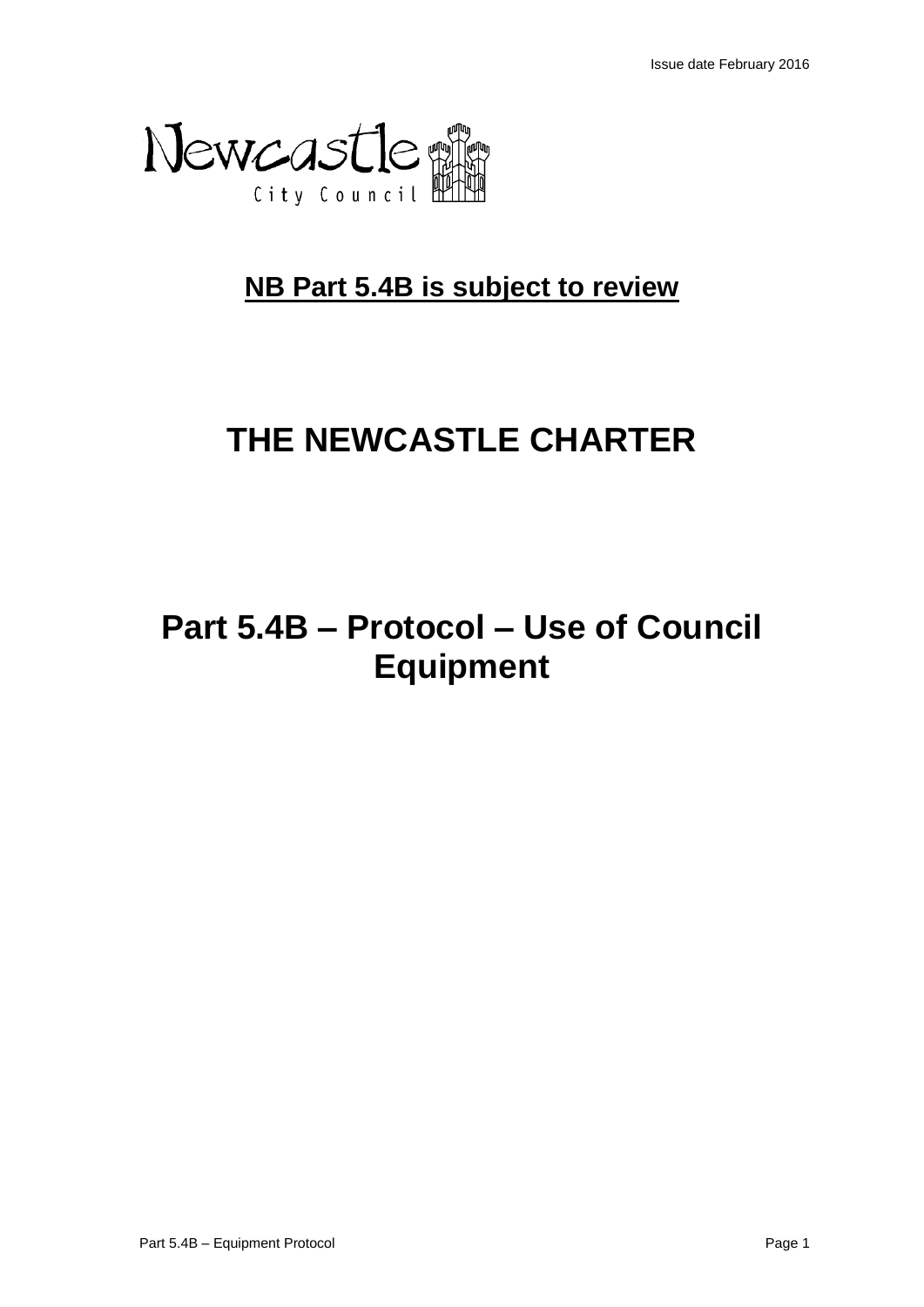Issue date February 2016

Newcastle City Council

**NB Part 5.4B is subject to review**

# THE NEWCASTLE CHARTER

# Part 5.4B – Protocol – Use of Council Equipment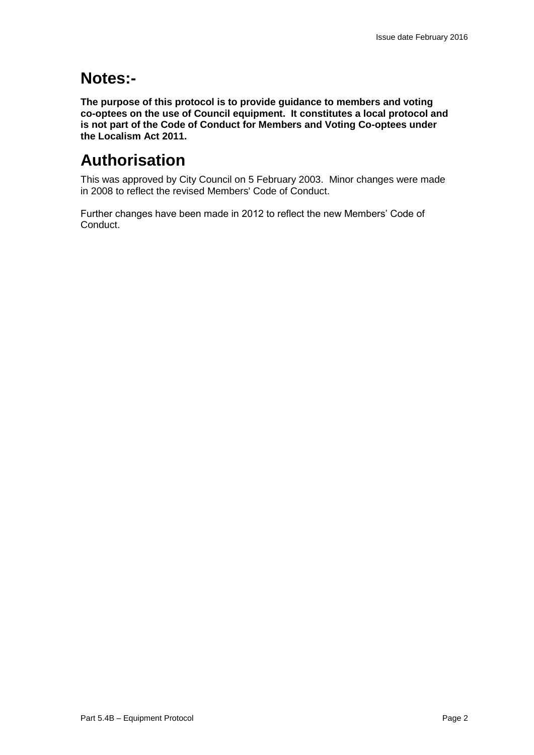# Notes:-

**The purpose of this protocol is to provide guidance to members and voting co-optees on the use of Council equipment. It constitutes a local protocol and is not part of the Code of Conduct for Members and Voting Co-optees under the Localism Act 2011.**

# Authorisation

This was approved by City Council on 5 February 2003. Minor changes were made in 2008 to reflect the revised Members' Code of Conduct.

Further changes have been made in 2012 to reflect the new Members' Code of Conduct.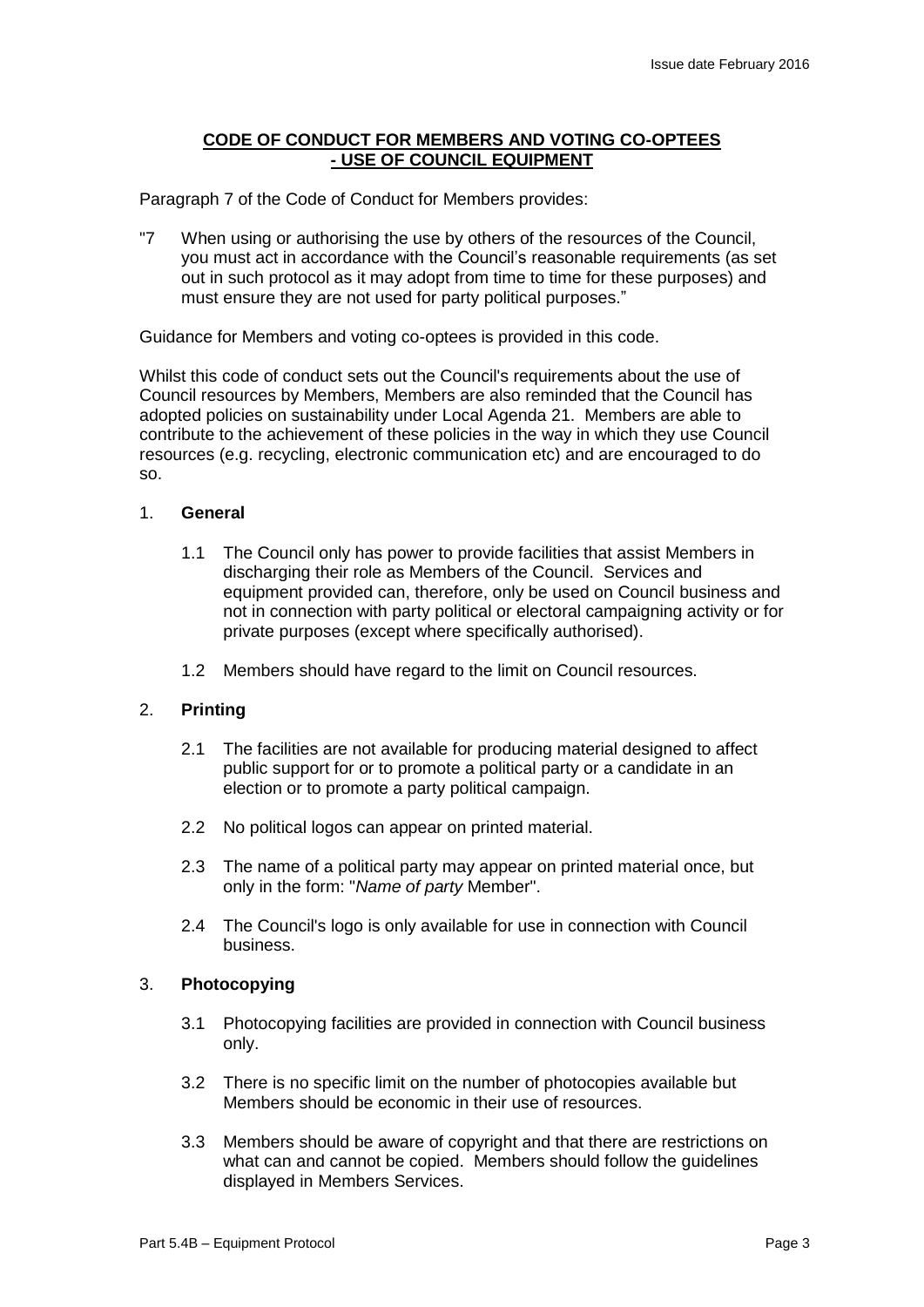## CODE OF CONDUCT FOR MEMBERS AND VOTING CO-OPTEES - USE OF COUNCIL EQUIPMENT

Paragraph 7 of the Code of Conduct for Members provides:

"7 When using or authorising the use by others of the resources of the Council, you must act in accordance with the Council's reasonable requirements (as set out in such protocol as it may adopt from time to time for these purposes) and must ensure they are not used for party political purposes."

Guidance for Members and voting co-optees is provided in this code.

Whilst this code of conduct sets out the Council's requirements about the use of Council resources by Members, Members are also reminded that the Council has adopted policies on sustainability under Local Agenda 21. Members are able to contribute to the achievement of these policies in the way in which they use Council resources (e.g. recycling, electronic communication etc) and are encouraged to do so.

### 1. **General**

1.1 The Council only has power to provide facilities that assist Members in discharging their role as Members of the Council. Services and equipment provided can, therefore, only be used on Council business and not in connection with party political or electoral campaigning activity or for private purposes (except where specifically authorised).

1.2 Members should have regard to the limit on Council resources.

### 2. **Printing**

2.1 The facilities are not available for producing material designed to affect public support for or to promote a political party or a candidate in an election or to promote a party political campaign.

2.2 No political logos can appear on printed material.

2.3 The name of a political party may appear on printed material once, but only in the form: "*Name of party* Member".

2.4 The Council's logo is only available for use in connection with Council business.

### 3. **Photocopying**

3.1 Photocopying facilities are provided in connection with Council business only.

3.2 There is no specific limit on the number of photocopies available but Members should be economic in their use of resources.

3.3 Members should be aware of copyright and that there are restrictions on what can and cannot be copied. Members should follow the guidelines displayed in Members Services.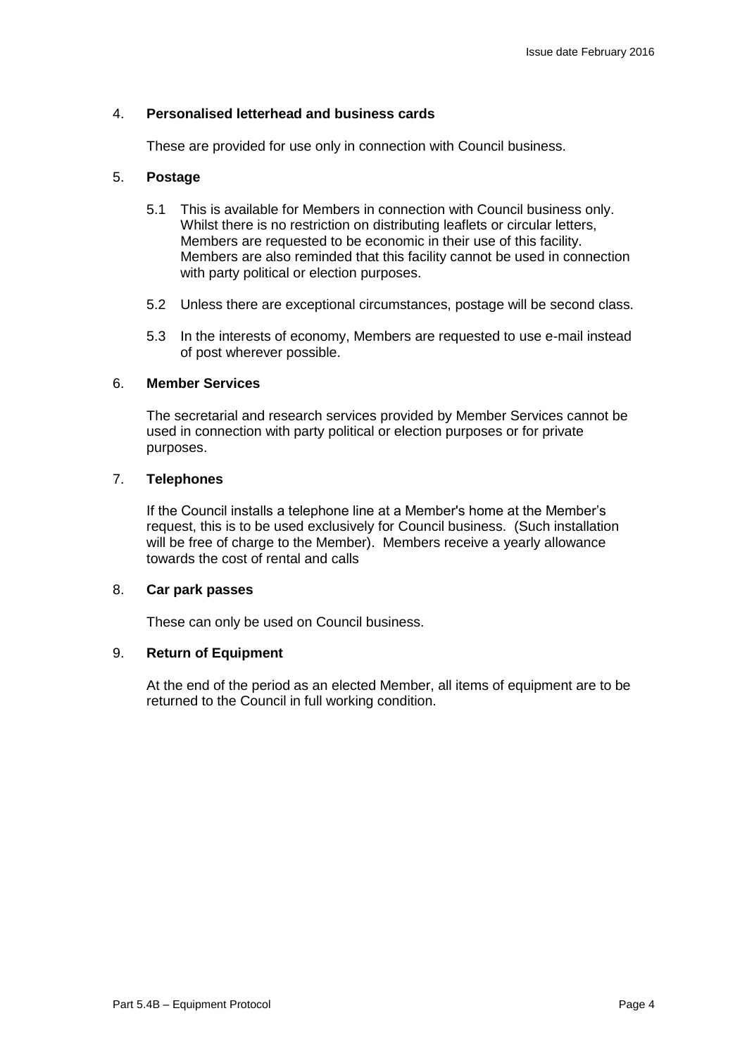## 4. **Personalised letterhead and business cards**

These are provided for use only in connection with Council business.

## 5. **Postage**

5.1 This is available for Members in connection with Council business only. Whilst there is no restriction on distributing leaflets or circular letters, Members are requested to be economic in their use of this facility. Members are also reminded that this facility cannot be used in connection with party political or election purposes.

5.2 Unless there are exceptional circumstances, postage will be second class.

5.3 In the interests of economy, Members are requested to use e-mail instead of post wherever possible.

## 6. **Member Services**

The secretarial and research services provided by Member Services cannot be used in connection with party political or election purposes or for private purposes.

## 7. **Telephones**

If the Council installs a telephone line at a Member's home at the Member's request, this is to be used exclusively for Council business. (Such installation will be free of charge to the Member). Members receive a yearly allowance towards the cost of rental and calls

## 8. **Car park passes**

These can only be used on Council business.

## 9. **Return of Equipment**

At the end of the period as an elected Member, all items of equipment are to be returned to the Council in full working condition.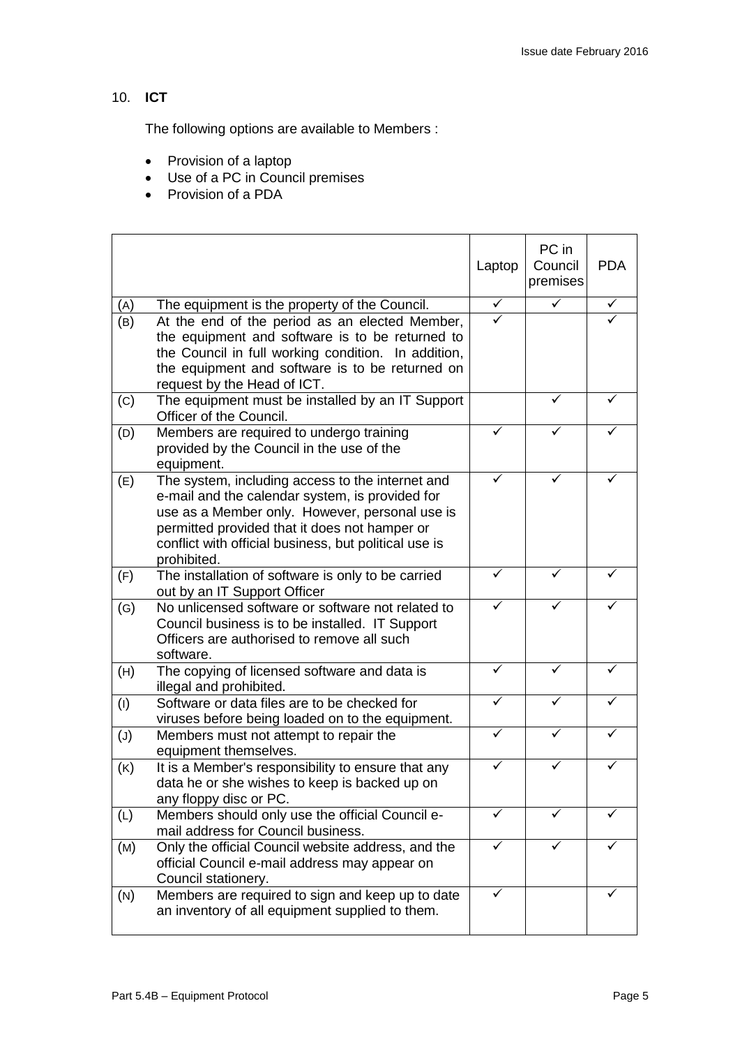## 10. **ICT**

The following options are available to Members :

- Provision of a laptop
- Use of a PC in Council premises
- Provision of a PDA

| | | Laptop | PC in Council premises | PDA |
|---|---|---|---|---|
| (A) | The equipment is the property of the Council. | ✓ | ✓ | ✓ |
| (B) | At the end of the period as an elected Member, the equipment and software is to be returned to the Council in full working condition. In addition, the equipment and software is to be returned on request by the Head of ICT. | ✓ | | ✓ |
| (C) | The equipment must be installed by an IT Support Officer of the Council. | | ✓ | ✓ |
| (D) | Members are required to undergo training provided by the Council in the use of the equipment. | ✓ | ✓ | ✓ |
| (E) | The system, including access to the internet and e-mail and the calendar system, is provided for use as a Member only. However, personal use is permitted provided that it does not hamper or conflict with official business, but political use is prohibited. | ✓ | ✓ | ✓ |
| (F) | The installation of software is only to be carried out by an IT Support Officer | ✓ | ✓ | ✓ |
| (G) | No unlicensed software or software not related to Council business is to be installed. IT Support Officers are authorised to remove all such software. | ✓ | ✓ | ✓ |
| (H) | The copying of licensed software and data is illegal and prohibited. | ✓ | ✓ | ✓ |
| (I) | Software or data files are to be checked for viruses before being loaded on to the equipment. | ✓ | ✓ | ✓ |
| (J) | Members must not attempt to repair the equipment themselves. | ✓ | ✓ | ✓ |
| (K) | It is a Member's responsibility to ensure that any data he or she wishes to keep is backed up on any floppy disc or PC. | ✓ | ✓ | ✓ |
| (L) | Members should only use the official Council e-mail address for Council business. | ✓ | ✓ | ✓ |
| (M) | Only the official Council website address, and the official Council e-mail address may appear on Council stationery. | ✓ | ✓ | ✓ |
| (N) | Members are required to sign and keep up to date an inventory of all equipment supplied to them. | ✓ | | ✓ |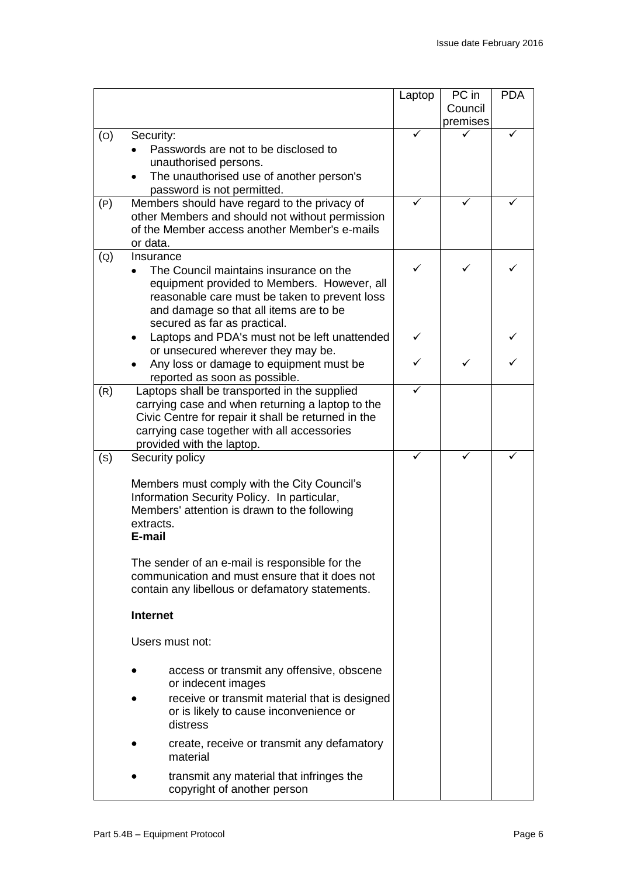| | | Laptop | PC in Council premises | PDA |
|---|---|---|---|---|
| (O) | Security:<br>• Passwords are not to be disclosed to unauthorised persons.<br>• The unauthorised use of another person's password is not permitted. | ✓ | ✓ | ✓ |
| (P) | Members should have regard to the privacy of other Members and should not without permission of the Member access another Member's e-mails or data. | ✓ | ✓ | ✓ |
| (Q) | Insurance<br>• The Council maintains insurance on the equipment provided to Members. However, all reasonable care must be taken to prevent loss and damage so that all items are to be secured as far as practical. | ✓ | ✓ | ✓ |
| | • Laptops and PDA's must not be left unattended or unsecured wherever they may be. | ✓ | | ✓ |
| | • Any loss or damage to equipment must be reported as soon as possible. | ✓ | ✓ | ✓ |
| (R) | Laptops shall be transported in the supplied carrying case and when returning a laptop to the Civic Centre for repair it shall be returned in the carrying case together with all accessories provided with the laptop. | ✓ | | |
| (S) | Security policy<br><br>Members must comply with the City Council's Information Security Policy. In particular, Members' attention is drawn to the following extracts.<br>**E-mail**<br><br>The sender of an e-mail is responsible for the communication and must ensure that it does not contain any libellous or defamatory statements.<br><br>**Internet**<br><br>Users must not:<br><br>• access or transmit any offensive, obscene or indecent images<br>• receive or transmit material that is designed or is likely to cause inconvenience or distress<br>• create, receive or transmit any defamatory material<br>• transmit any material that infringes the copyright of another person | ✓ | ✓ | ✓ |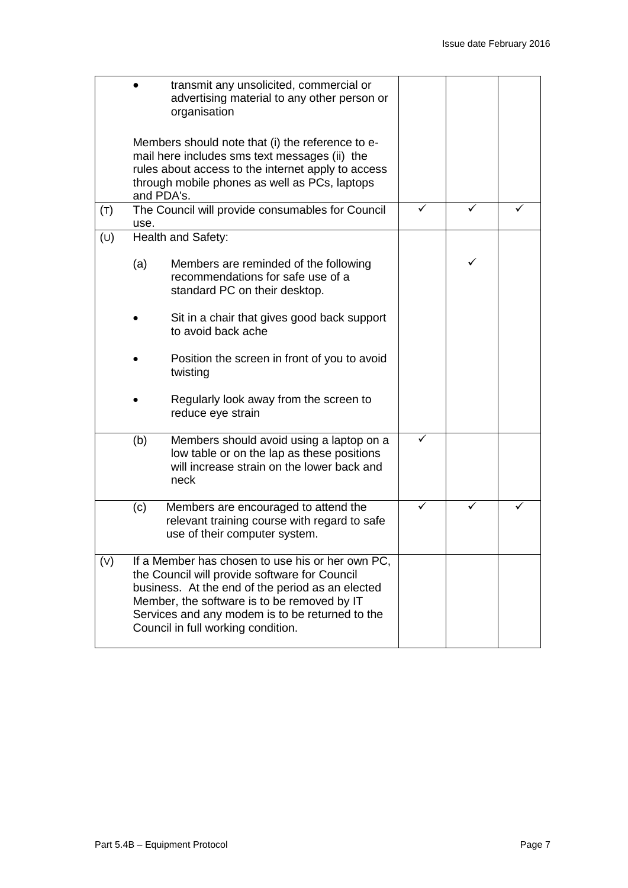| | | | | |
|---|---|---|---|---|
| | • transmit any unsolicited, commercial or advertising material to any other person or organisation<br><br>Members should note that (i) the reference to e-mail here includes sms text messages (ii) the rules about access to the internet apply to access through mobile phones as well as PCs, laptops and PDA's. | | | |
| (T) | The Council will provide consumables for Council use. | ✓ | ✓ | ✓ |
| (U) | Health and Safety:<br><br>(a) Members are reminded of the following recommendations for safe use of a standard PC on their desktop.<br><br>• Sit in a chair that gives good back support to avoid back ache<br><br>• Position the screen in front of you to avoid twisting<br><br>• Regularly look away from the screen to reduce eye strain | | ✓ | |
| | (b) Members should avoid using a laptop on a low table or on the lap as these positions will increase strain on the lower back and neck | ✓ | | |
| | (c) Members are encouraged to attend the relevant training course with regard to safe use of their computer system. | ✓ | ✓ | ✓ |
| (V) | If a Member has chosen to use his or her own PC, the Council will provide software for Council business. At the end of the period as an elected Member, the software is to be removed by IT Services and any modem is to be returned to the Council in full working condition. | | | |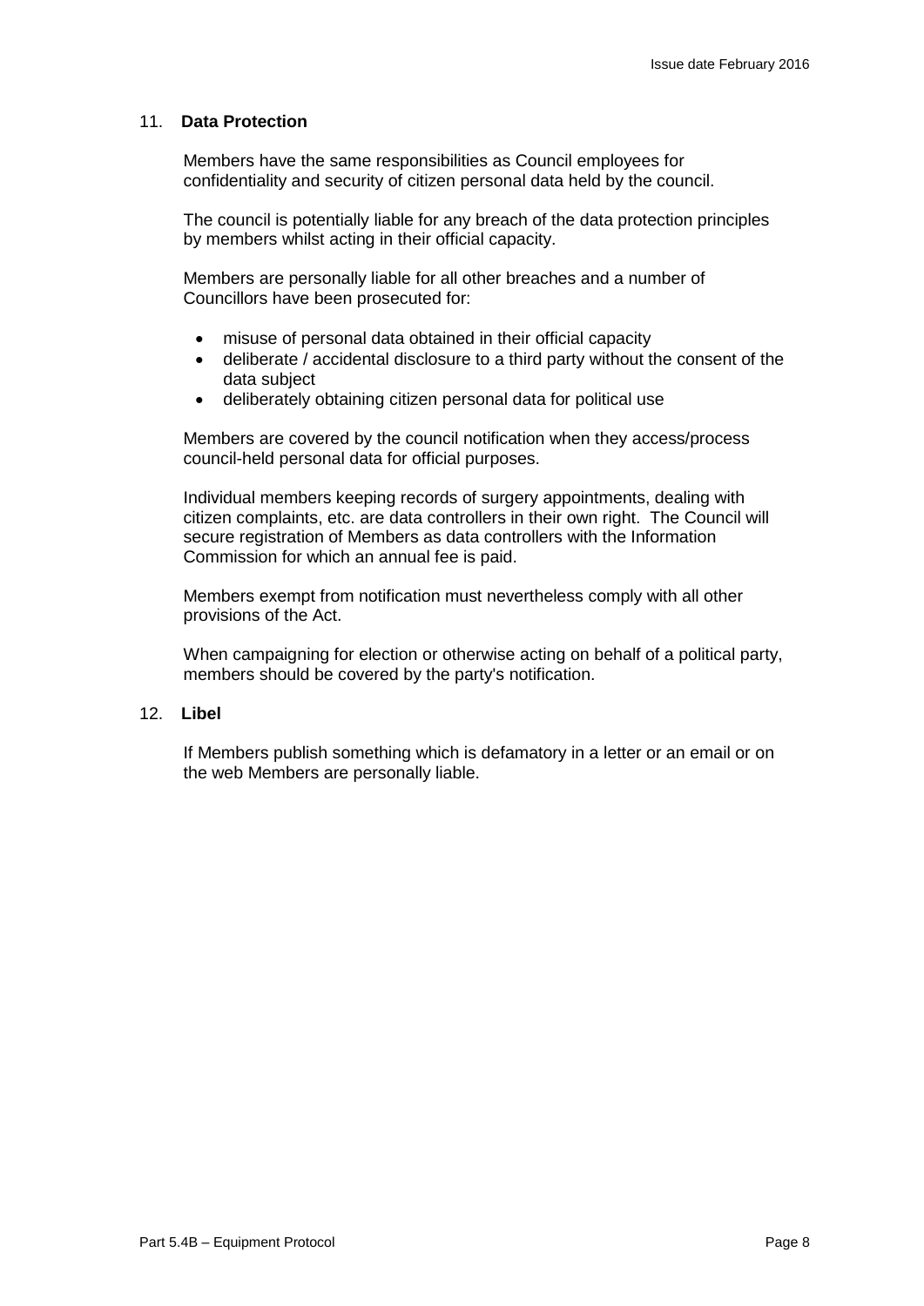## 11. **Data Protection**

Members have the same responsibilities as Council employees for confidentiality and security of citizen personal data held by the council.

The council is potentially liable for any breach of the data protection principles by members whilst acting in their official capacity.

Members are personally liable for all other breaches and a number of Councillors have been prosecuted for:

- misuse of personal data obtained in their official capacity
- deliberate / accidental disclosure to a third party without the consent of the data subject
- deliberately obtaining citizen personal data for political use

Members are covered by the council notification when they access/process council-held personal data for official purposes.

Individual members keeping records of surgery appointments, dealing with citizen complaints, etc. are data controllers in their own right. The Council will secure registration of Members as data controllers with the Information Commission for which an annual fee is paid.

Members exempt from notification must nevertheless comply with all other provisions of the Act.

When campaigning for election or otherwise acting on behalf of a political party, members should be covered by the party's notification.

## 12. **Libel**

If Members publish something which is defamatory in a letter or an email or on the web Members are personally liable.